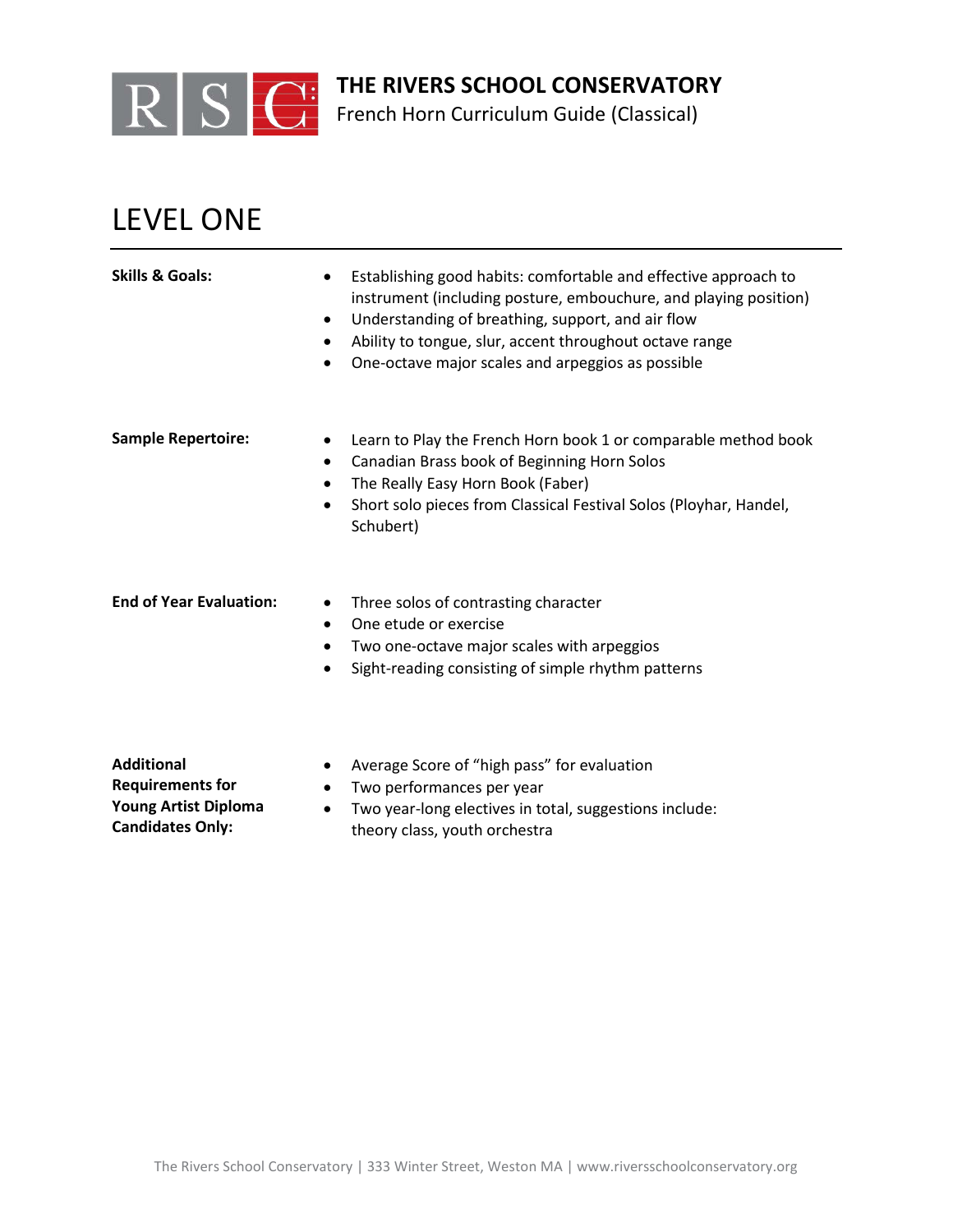# THE RIVERS SCHOOL CONSERVATORY

French Horn Curriculum Guide (Classical)

## LEVEL ONE

**Skills & Goals:**

- Establishing good habits: comfortable and effective approach to instrument (including posture, embouchure, and playing position)
- Understanding of breathing, support, and air flow
- Ability to tongue, slur, accent throughout octave range
- One-octave major scales and arpeggios as possible

**Sample Repertoire:**

- Learn to Play the French Horn book 1 or comparable method book
- Canadian Brass book of Beginning Horn Solos
- The Really Easy Horn Book (Faber)
- Short solo pieces from Classical Festival Solos (Ployhar, Handel, Schubert)

**End of Year Evaluation:**

- Three solos of contrasting character
- One etude or exercise
- Two one-octave major scales with arpeggios
- Sight-reading consisting of simple rhythm patterns

**Additional Requirements for Young Artist Diploma Candidates Only:**

- Average Score of "high pass" for evaluation
- Two performances per year
- Two year-long electives in total, suggestions include: theory class, youth orchestra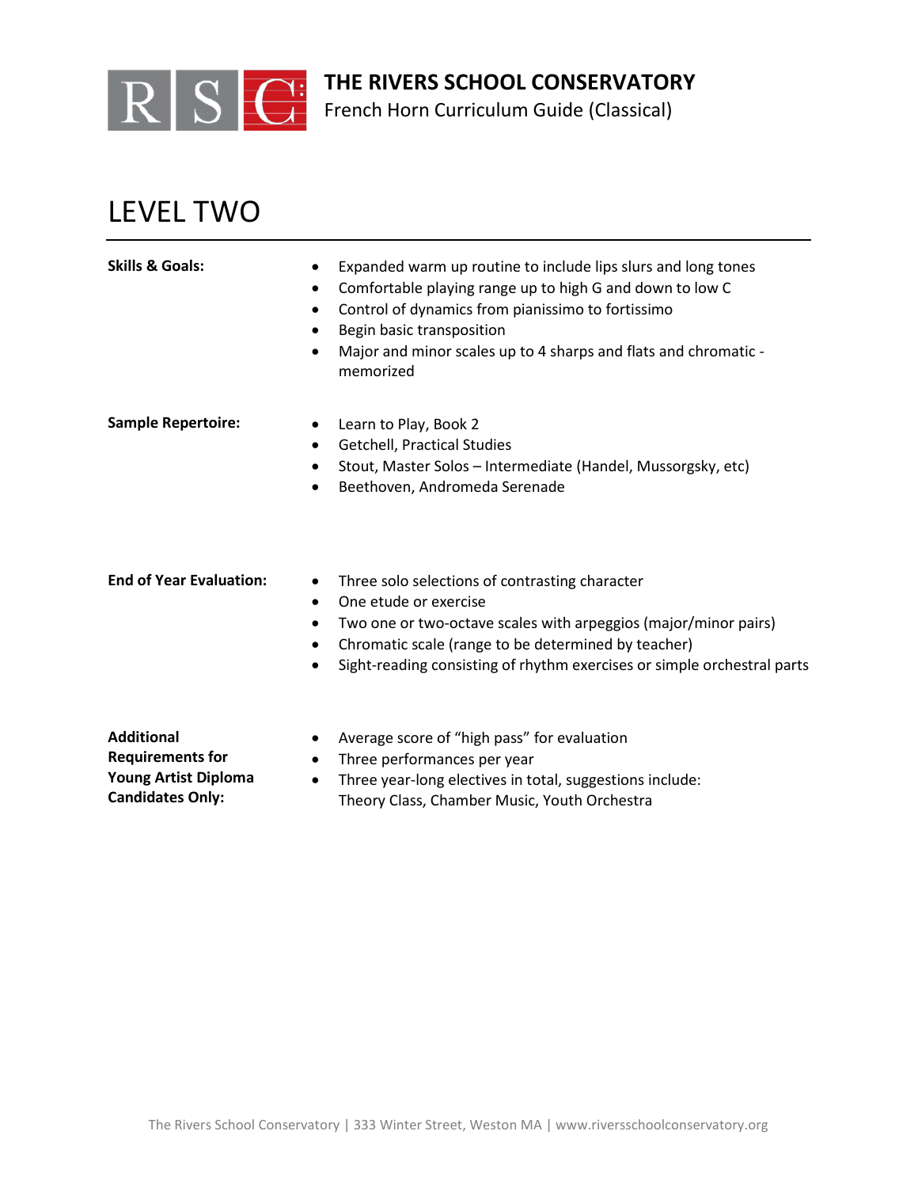# THE RIVERS SCHOOL CONSERVATORY

French Horn Curriculum Guide (Classical)

## LEVEL TWO

**Skills & Goals:**

- Expanded warm up routine to include lips slurs and long tones
- Comfortable playing range up to high G and down to low C
- Control of dynamics from pianissimo to fortissimo
- Begin basic transposition
- Major and minor scales up to 4 sharps and flats and chromatic - memorized

**Sample Repertoire:**

- Learn to Play, Book 2
- Getchell, Practical Studies
- Stout, Master Solos – Intermediate (Handel, Mussorgsky, etc)
- Beethoven, Andromeda Serenade

**End of Year Evaluation:**

- Three solo selections of contrasting character
- One etude or exercise
- Two one or two-octave scales with arpeggios (major/minor pairs)
- Chromatic scale (range to be determined by teacher)
- Sight-reading consisting of rhythm exercises or simple orchestral parts

**Additional Requirements for Young Artist Diploma Candidates Only:**

- Average score of "high pass" for evaluation
- Three performances per year
- Three year-long electives in total, suggestions include: Theory Class, Chamber Music, Youth Orchestra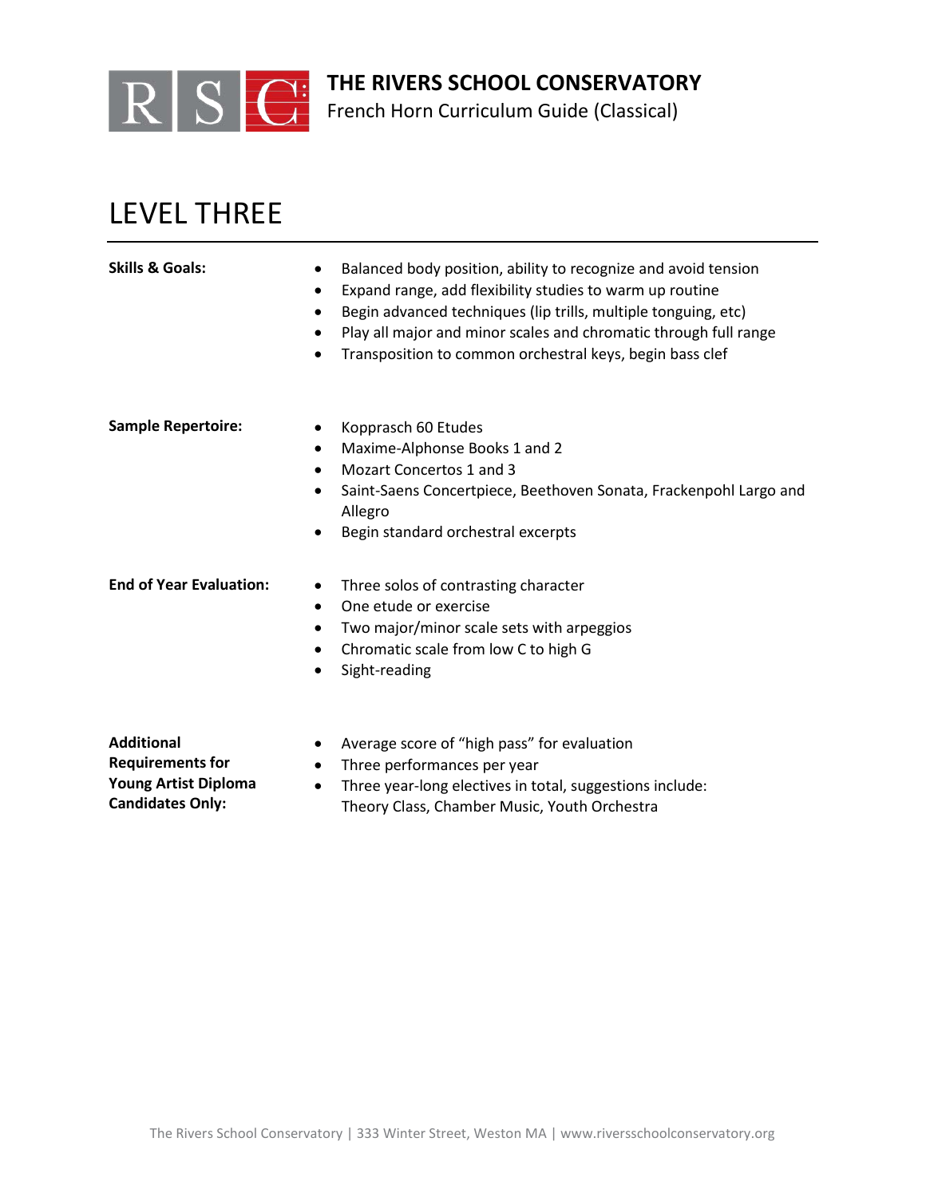# THE RIVERS SCHOOL CONSERVATORY

French Horn Curriculum Guide (Classical)

## LEVEL THREE

**Skills & Goals:**

- Balanced body position, ability to recognize and avoid tension
- Expand range, add flexibility studies to warm up routine
- Begin advanced techniques (lip trills, multiple tonguing, etc)
- Play all major and minor scales and chromatic through full range
- Transposition to common orchestral keys, begin bass clef

**Sample Repertoire:**

- Kopprasch 60 Etudes
- Maxime-Alphonse Books 1 and 2
- Mozart Concertos 1 and 3
- Saint-Saens Concertpiece, Beethoven Sonata, Frackenpohl Largo and Allegro
- Begin standard orchestral excerpts

**End of Year Evaluation:**

- Three solos of contrasting character
- One etude or exercise
- Two major/minor scale sets with arpeggios
- Chromatic scale from low C to high G
- Sight-reading

**Additional Requirements for Young Artist Diploma Candidates Only:**

- Average score of "high pass" for evaluation
- Three performances per year
- Three year-long electives in total, suggestions include: Theory Class, Chamber Music, Youth Orchestra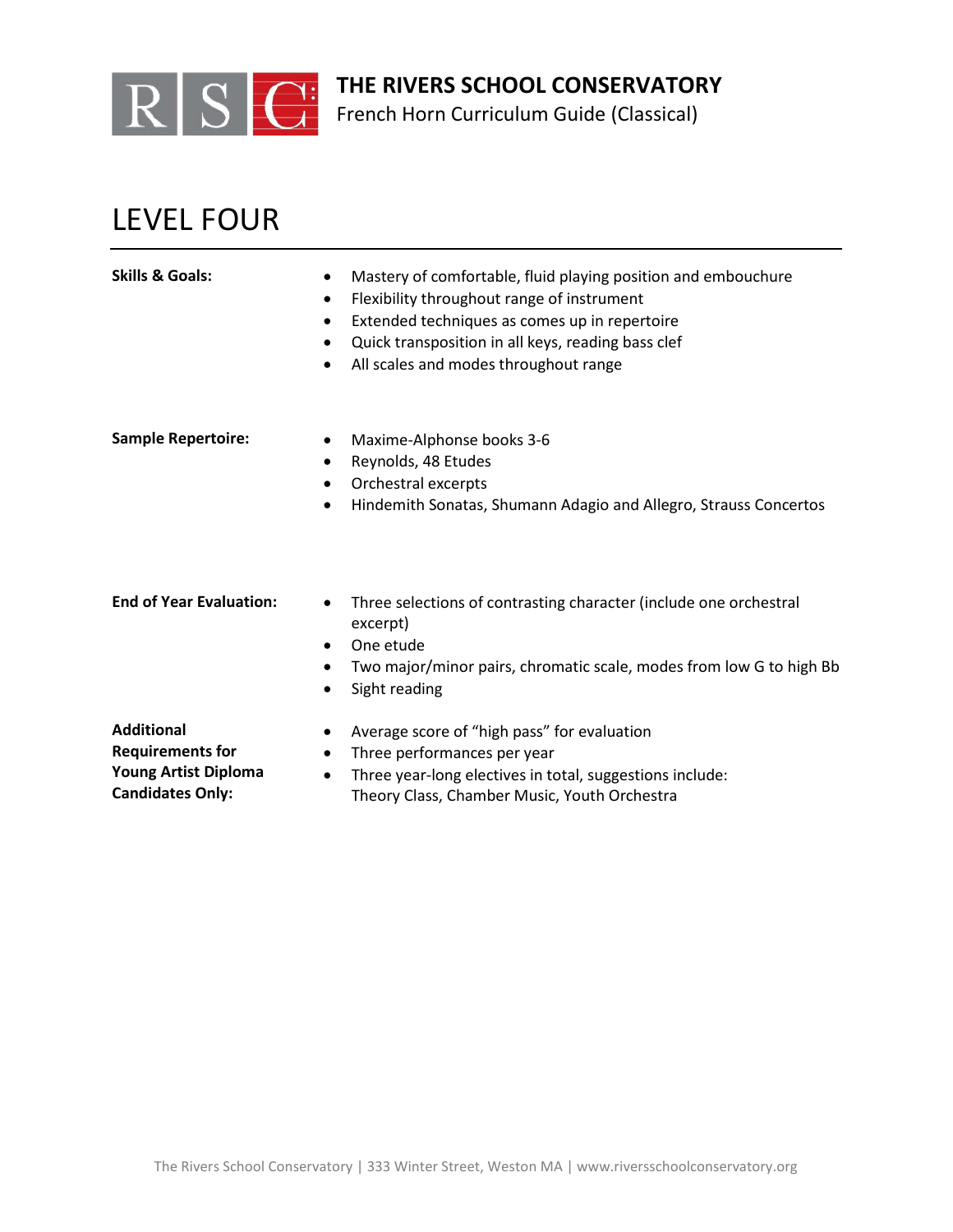# THE RIVERS SCHOOL CONSERVATORY

French Horn Curriculum Guide (Classical)

## LEVEL FOUR

**Skills & Goals:**

- Mastery of comfortable, fluid playing position and embouchure
- Flexibility throughout range of instrument
- Extended techniques as comes up in repertoire
- Quick transposition in all keys, reading bass clef
- All scales and modes throughout range

**Sample Repertoire:**

- Maxime-Alphonse books 3-6
- Reynolds, 48 Etudes
- Orchestral excerpts
- Hindemith Sonatas, Shumann Adagio and Allegro, Strauss Concertos

**End of Year Evaluation:**

- Three selections of contrasting character (include one orchestral excerpt)
- One etude
- Two major/minor pairs, chromatic scale, modes from low G to high Bb
- Sight reading

**Additional Requirements for Young Artist Diploma Candidates Only:**

- Average score of "high pass" for evaluation
- Three performances per year
- Three year-long electives in total, suggestions include: Theory Class, Chamber Music, Youth Orchestra